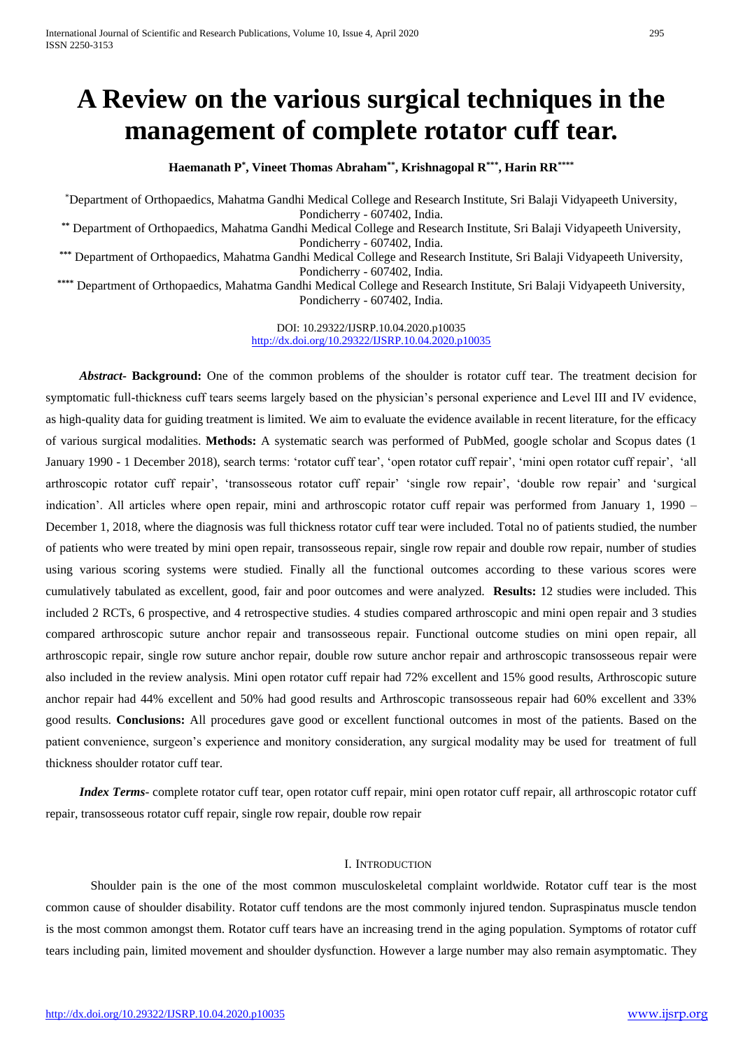# A Review on the various surgical techniques in the management of complete rotator cuff tear.

**Haemanath P[*], Vineet Thomas Abraham[**], Krishnagopal R[***], Harin RR[****]**

[*] Department of Orthopaedics, Mahatma Gandhi Medical College and Research Institute, Sri Balaji Vidyapeeth University, Pondicherry - 607402, India.
[**] Department of Orthopaedics, Mahatma Gandhi Medical College and Research Institute, Sri Balaji Vidyapeeth University, Pondicherry - 607402, India.
[***] Department of Orthopaedics, Mahatma Gandhi Medical College and Research Institute, Sri Balaji Vidyapeeth University, Pondicherry - 607402, India.
[****] Department of Orthopaedics, Mahatma Gandhi Medical College and Research Institute, Sri Balaji Vidyapeeth University, Pondicherry - 607402, India.

DOI: 10.29322/IJSRP.10.04.2020.p10035
http://dx.doi.org/10.29322/IJSRP.10.04.2020.p10035

***Abstract-*** **Background:** One of the common problems of the shoulder is rotator cuff tear. The treatment decision for symptomatic full-thickness cuff tears seems largely based on the physician's personal experience and Level III and IV evidence, as high-quality data for guiding treatment is limited. We aim to evaluate the evidence available in recent literature, for the efficacy of various surgical modalities. **Methods:** A systematic search was performed of PubMed, google scholar and Scopus dates (1 January 1990 - 1 December 2018), search terms: 'rotator cuff tear', 'open rotator cuff repair', 'mini open rotator cuff repair', 'all arthroscopic rotator cuff repair', 'transosseous rotator cuff repair' 'single row repair', 'double row repair' and 'surgical indication'. All articles where open repair, mini and arthroscopic rotator cuff repair was performed from January 1, 1990 – December 1, 2018, where the diagnosis was full thickness rotator cuff tear were included. Total no of patients studied, the number of patients who were treated by mini open repair, transosseous repair, single row repair and double row repair, number of studies using various scoring systems were studied. Finally all the functional outcomes according to these various scores were cumulatively tabulated as excellent, good, fair and poor outcomes and were analyzed. **Results:** 12 studies were included. This included 2 RCTs, 6 prospective, and 4 retrospective studies. 4 studies compared arthroscopic and mini open repair and 3 studies compared arthroscopic suture anchor repair and transosseous repair. Functional outcome studies on mini open repair, all arthroscopic repair, single row suture anchor repair, double row suture anchor repair and arthroscopic transosseous repair were also included in the review analysis. Mini open rotator cuff repair had 72% excellent and 15% good results, Arthroscopic suture anchor repair had 44% excellent and 50% had good results and Arthroscopic transosseous repair had 60% excellent and 33% good results. **Conclusions:** All procedures gave good or excellent functional outcomes in most of the patients. Based on the patient convenience, surgeon's experience and monitory consideration, any surgical modality may be used for treatment of full thickness shoulder rotator cuff tear.

***Index Terms-*** complete rotator cuff tear, open rotator cuff repair, mini open rotator cuff repair, all arthroscopic rotator cuff repair, transosseous rotator cuff repair, single row repair, double row repair

## I. Introduction

Shoulder pain is the one of the most common musculoskeletal complaint worldwide. Rotator cuff tear is the most common cause of shoulder disability. Rotator cuff tendons are the most commonly injured tendon. Supraspinatus muscle tendon is the most common amongst them. Rotator cuff tears have an increasing trend in the aging population. Symptoms of rotator cuff tears including pain, limited movement and shoulder dysfunction. However a large number may also remain asymptomatic. They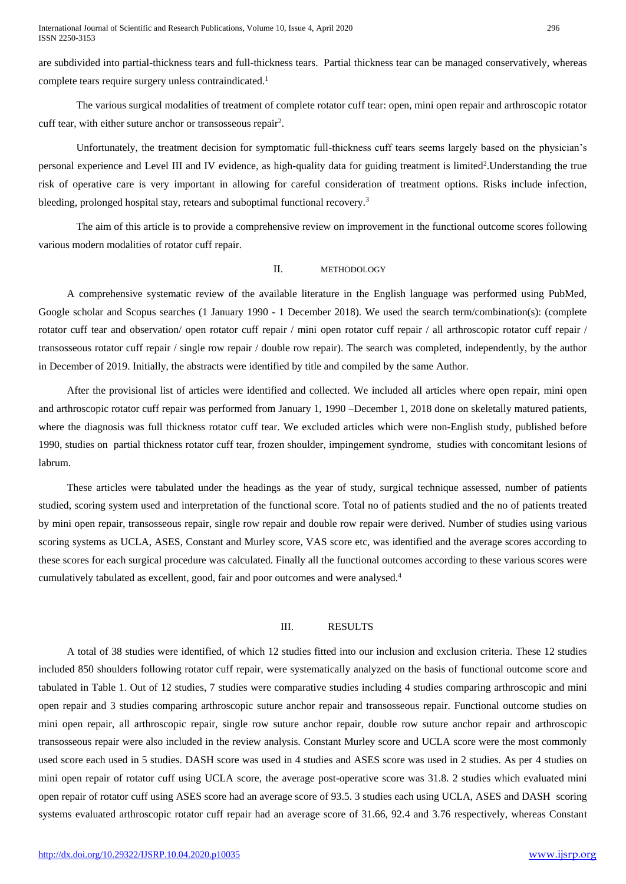are subdivided into partial-thickness tears and full-thickness tears. Partial thickness tear can be managed conservatively, whereas complete tears require surgery unless contraindicated.[1]

The various surgical modalities of treatment of complete rotator cuff tear: open, mini open repair and arthroscopic rotator cuff tear, with either suture anchor or transosseous repair[2].

Unfortunately, the treatment decision for symptomatic full-thickness cuff tears seems largely based on the physician's personal experience and Level III and IV evidence, as high-quality data for guiding treatment is limited[2].Understanding the true risk of operative care is very important in allowing for careful consideration of treatment options. Risks include infection, bleeding, prolonged hospital stay, retears and suboptimal functional recovery.[3]

The aim of this article is to provide a comprehensive review on improvement in the functional outcome scores following various modern modalities of rotator cuff repair.

## II. METHODOLOGY

A comprehensive systematic review of the available literature in the English language was performed using PubMed, Google scholar and Scopus searches (1 January 1990 - 1 December 2018). We used the search term/combination(s): (complete rotator cuff tear and observation/ open rotator cuff repair / mini open rotator cuff repair / all arthroscopic rotator cuff repair / transosseous rotator cuff repair / single row repair / double row repair). The search was completed, independently, by the author in December of 2019. Initially, the abstracts were identified by title and compiled by the same Author.

After the provisional list of articles were identified and collected. We included all articles where open repair, mini open and arthroscopic rotator cuff repair was performed from January 1, 1990 –December 1, 2018 done on skeletally matured patients, where the diagnosis was full thickness rotator cuff tear. We excluded articles which were non-English study, published before 1990, studies on partial thickness rotator cuff tear, frozen shoulder, impingement syndrome, studies with concomitant lesions of labrum.

These articles were tabulated under the headings as the year of study, surgical technique assessed, number of patients studied, scoring system used and interpretation of the functional score. Total no of patients studied and the no of patients treated by mini open repair, transosseous repair, single row repair and double row repair were derived. Number of studies using various scoring systems as UCLA, ASES, Constant and Murley score, VAS score etc, was identified and the average scores according to these scores for each surgical procedure was calculated. Finally all the functional outcomes according to these various scores were cumulatively tabulated as excellent, good, fair and poor outcomes and were analysed.[4]

## III. RESULTS

A total of 38 studies were identified, of which 12 studies fitted into our inclusion and exclusion criteria. These 12 studies included 850 shoulders following rotator cuff repair, were systematically analyzed on the basis of functional outcome score and tabulated in Table 1. Out of 12 studies, 7 studies were comparative studies including 4 studies comparing arthroscopic and mini open repair and 3 studies comparing arthroscopic suture anchor repair and transosseous repair. Functional outcome studies on mini open repair, all arthroscopic repair, single row suture anchor repair, double row suture anchor repair and arthroscopic transosseous repair were also included in the review analysis. Constant Murley score and UCLA score were the most commonly used score each used in 5 studies. DASH score was used in 4 studies and ASES score was used in 2 studies. As per 4 studies on mini open repair of rotator cuff using UCLA score, the average post-operative score was 31.8. 2 studies which evaluated mini open repair of rotator cuff using ASES score had an average score of 93.5. 3 studies each using UCLA, ASES and DASH scoring systems evaluated arthroscopic rotator cuff repair had an average score of 31.66, 92.4 and 3.76 respectively, whereas Constant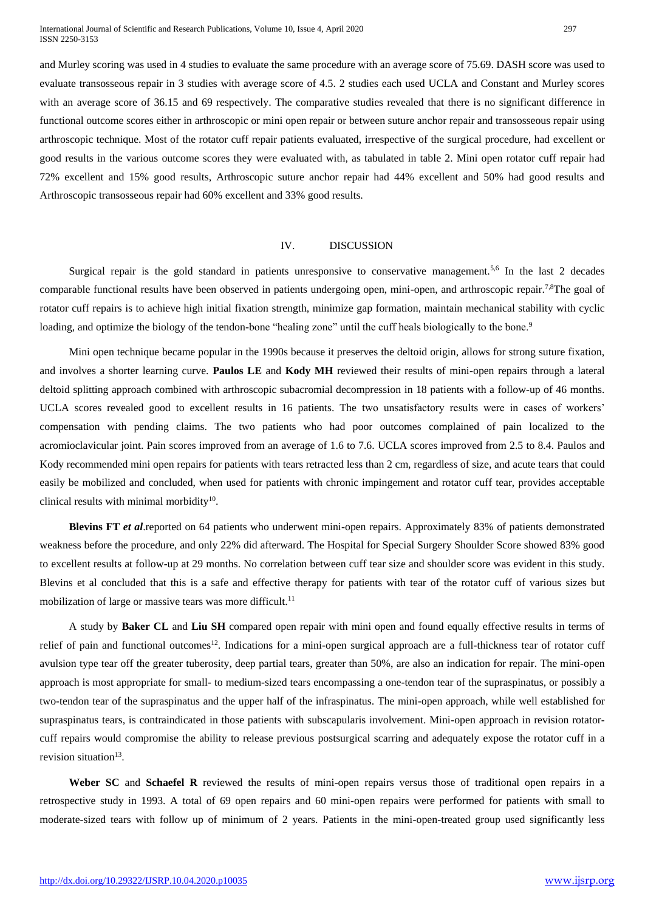and Murley scoring was used in 4 studies to evaluate the same procedure with an average score of 75.69. DASH score was used to evaluate transosseous repair in 3 studies with average score of 4.5. 2 studies each used UCLA and Constant and Murley scores with an average score of 36.15 and 69 respectively. The comparative studies revealed that there is no significant difference in functional outcome scores either in arthroscopic or mini open repair or between suture anchor repair and transosseous repair using arthroscopic technique. Most of the rotator cuff repair patients evaluated, irrespective of the surgical procedure, had excellent or good results in the various outcome scores they were evaluated with, as tabulated in table 2. Mini open rotator cuff repair had 72% excellent and 15% good results, Arthroscopic suture anchor repair had 44% excellent and 50% had good results and Arthroscopic transosseous repair had 60% excellent and 33% good results.

## IV. DISCUSSION

Surgical repair is the gold standard in patients unresponsive to conservative management.[5,6] In the last 2 decades comparable functional results have been observed in patients undergoing open, mini-open, and arthroscopic repair.[7,8]The goal of rotator cuff repairs is to achieve high initial fixation strength, minimize gap formation, maintain mechanical stability with cyclic loading, and optimize the biology of the tendon-bone "healing zone" until the cuff heals biologically to the bone.[9]

Mini open technique became popular in the 1990s because it preserves the deltoid origin, allows for strong suture fixation, and involves a shorter learning curve. **Paulos LE** and **Kody MH** reviewed their results of mini-open repairs through a lateral deltoid splitting approach combined with arthroscopic subacromial decompression in 18 patients with a follow-up of 46 months. UCLA scores revealed good to excellent results in 16 patients. The two unsatisfactory results were in cases of workers' compensation with pending claims. The two patients who had poor outcomes complained of pain localized to the acromioclavicular joint. Pain scores improved from an average of 1.6 to 7.6. UCLA scores improved from 2.5 to 8.4. Paulos and Kody recommended mini open repairs for patients with tears retracted less than 2 cm, regardless of size, and acute tears that could easily be mobilized and concluded, when used for patients with chronic impingement and rotator cuff tear, provides acceptable clinical results with minimal morbidity[10].

**Blevins FT** ***et al***.reported on 64 patients who underwent mini-open repairs. Approximately 83% of patients demonstrated weakness before the procedure, and only 22% did afterward. The Hospital for Special Surgery Shoulder Score showed 83% good to excellent results at follow-up at 29 months. No correlation between cuff tear size and shoulder score was evident in this study. Blevins et al concluded that this is a safe and effective therapy for patients with tear of the rotator cuff of various sizes but mobilization of large or massive tears was more difficult.[11]

A study by **Baker CL** and **Liu SH** compared open repair with mini open and found equally effective results in terms of relief of pain and functional outcomes[12]. Indications for a mini-open surgical approach are a full-thickness tear of rotator cuff avulsion type tear off the greater tuberosity, deep partial tears, greater than 50%, are also an indication for repair. The mini-open approach is most appropriate for small- to medium-sized tears encompassing a one-tendon tear of the supraspinatus, or possibly a two-tendon tear of the supraspinatus and the upper half of the infraspinatus. The mini-open approach, while well established for supraspinatus tears, is contraindicated in those patients with subscapularis involvement. Mini-open approach in revision rotator-cuff repairs would compromise the ability to release previous postsurgical scarring and adequately expose the rotator cuff in a revision situation[13].

**Weber SC** and **Schaefel R** reviewed the results of mini-open repairs versus those of traditional open repairs in a retrospective study in 1993. A total of 69 open repairs and 60 mini-open repairs were performed for patients with small to moderate-sized tears with follow up of minimum of 2 years. Patients in the mini-open-treated group used significantly less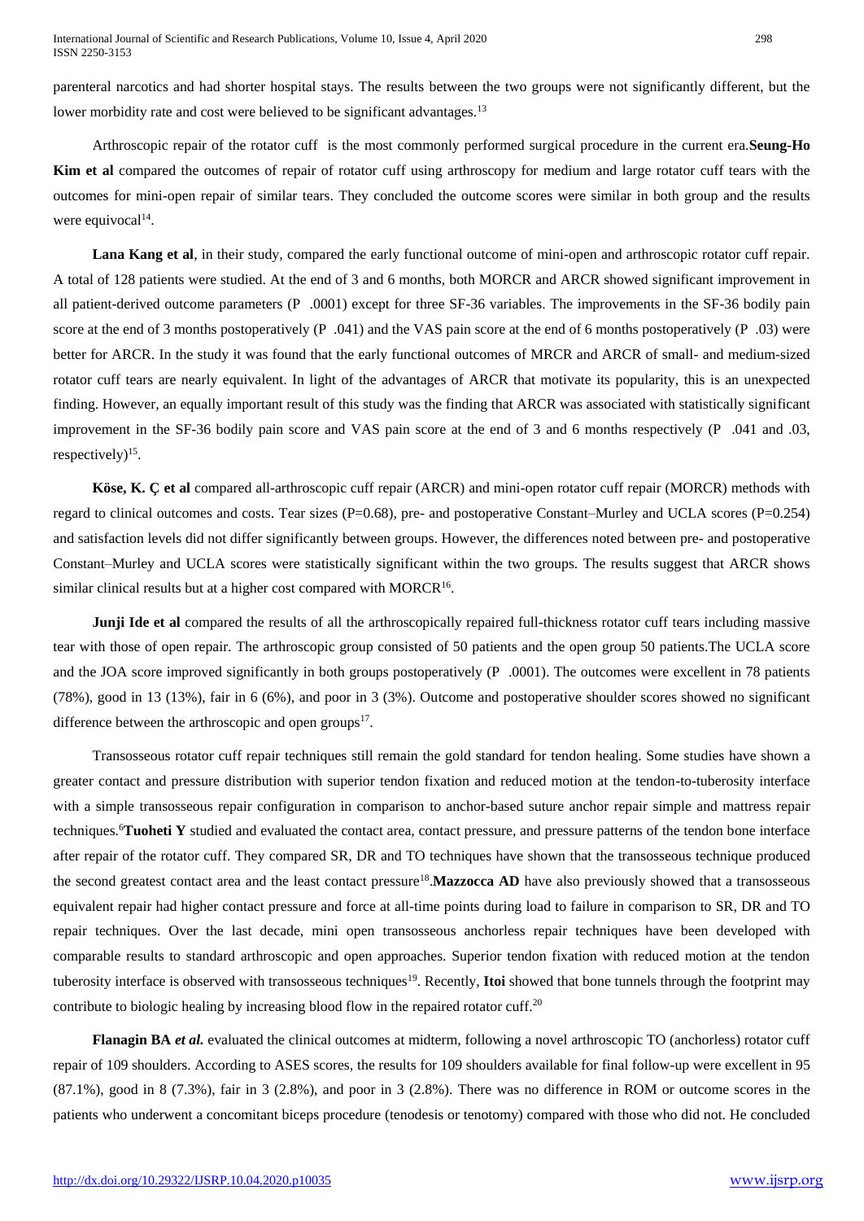parenteral narcotics and had shorter hospital stays. The results between the two groups were not significantly different, but the lower morbidity rate and cost were believed to be significant advantages.[13]

Arthroscopic repair of the rotator cuff is the most commonly performed surgical procedure in the current era.**Seung-Ho Kim et al** compared the outcomes of repair of rotator cuff using arthroscopy for medium and large rotator cuff tears with the outcomes for mini-open repair of similar tears. They concluded the outcome scores were similar in both group and the results were equivocal[14].

**Lana Kang et al**, in their study, compared the early functional outcome of mini-open and arthroscopic rotator cuff repair. A total of 128 patients were studied. At the end of 3 and 6 months, both MORCR and ARCR showed significant improvement in all patient-derived outcome parameters (P .0001) except for three SF-36 variables. The improvements in the SF-36 bodily pain score at the end of 3 months postoperatively (P .041) and the VAS pain score at the end of 6 months postoperatively (P .03) were better for ARCR. In the study it was found that the early functional outcomes of MRCR and ARCR of small- and medium-sized rotator cuff tears are nearly equivalent. In light of the advantages of ARCR that motivate its popularity, this is an unexpected finding. However, an equally important result of this study was the finding that ARCR was associated with statistically significant improvement in the SF-36 bodily pain score and VAS pain score at the end of 3 and 6 months respectively (P .041 and .03, respectively)[15].

**Köse, K. Ç et al** compared all-arthroscopic cuff repair (ARCR) and mini-open rotator cuff repair (MORCR) methods with regard to clinical outcomes and costs. Tear sizes (P=0.68), pre- and postoperative Constant–Murley and UCLA scores (P=0.254) and satisfaction levels did not differ significantly between groups. However, the differences noted between pre- and postoperative Constant–Murley and UCLA scores were statistically significant within the two groups. The results suggest that ARCR shows similar clinical results but at a higher cost compared with MORCR[16].

**Junji Ide et al** compared the results of all the arthroscopically repaired full-thickness rotator cuff tears including massive tear with those of open repair. The arthroscopic group consisted of 50 patients and the open group 50 patients.The UCLA score and the JOA score improved significantly in both groups postoperatively (P .0001). The outcomes were excellent in 78 patients (78%), good in 13 (13%), fair in 6 (6%), and poor in 3 (3%). Outcome and postoperative shoulder scores showed no significant difference between the arthroscopic and open groups[17].

Transosseous rotator cuff repair techniques still remain the gold standard for tendon healing. Some studies have shown a greater contact and pressure distribution with superior tendon fixation and reduced motion at the tendon-to-tuberosity interface with a simple transosseous repair configuration in comparison to anchor-based suture anchor repair simple and mattress repair techniques.[6]**Tuoheti Y** studied and evaluated the contact area, contact pressure, and pressure patterns of the tendon bone interface after repair of the rotator cuff. They compared SR, DR and TO techniques have shown that the transosseous technique produced the second greatest contact area and the least contact pressure[18].**Mazzocca AD** have also previously showed that a transosseous equivalent repair had higher contact pressure and force at all-time points during load to failure in comparison to SR, DR and TO repair techniques. Over the last decade, mini open transosseous anchorless repair techniques have been developed with comparable results to standard arthroscopic and open approaches. Superior tendon fixation with reduced motion at the tendon tuberosity interface is observed with transosseous techniques[19]. Recently, **Itoi** showed that bone tunnels through the footprint may contribute to biologic healing by increasing blood flow in the repaired rotator cuff.[20]

**Flanagin BA** ***et al.*** evaluated the clinical outcomes at midterm, following a novel arthroscopic TO (anchorless) rotator cuff repair of 109 shoulders. According to ASES scores, the results for 109 shoulders available for final follow-up were excellent in 95 (87.1%), good in 8 (7.3%), fair in 3 (2.8%), and poor in 3 (2.8%). There was no difference in ROM or outcome scores in the patients who underwent a concomitant biceps procedure (tenodesis or tenotomy) compared with those who did not. He concluded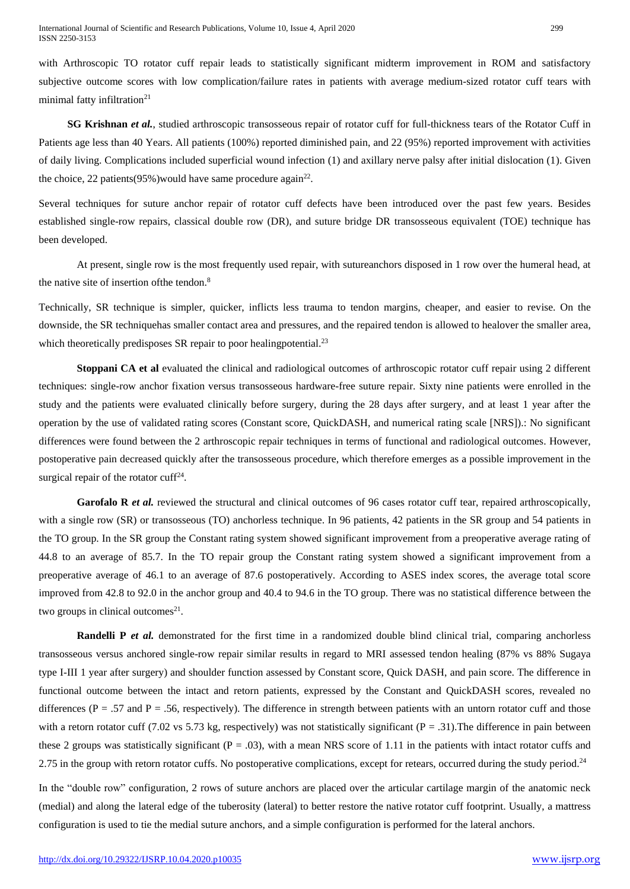with Arthroscopic TO rotator cuff repair leads to statistically significant midterm improvement in ROM and satisfactory subjective outcome scores with low complication/failure rates in patients with average medium-sized rotator cuff tears with minimal fatty infiltration[21]

**SG Krishnan** ***et al.***, studied arthroscopic transosseous repair of rotator cuff for full-thickness tears of the Rotator Cuff in Patients age less than 40 Years. All patients (100%) reported diminished pain, and 22 (95%) reported improvement with activities of daily living. Complications included superficial wound infection (1) and axillary nerve palsy after initial dislocation (1). Given the choice, 22 patients(95%)would have same procedure again[22].

Several techniques for suture anchor repair of rotator cuff defects have been introduced over the past few years. Besides established single-row repairs, classical double row (DR), and suture bridge DR transosseous equivalent (TOE) technique has been developed.

At present, single row is the most frequently used repair, with sutureanchors disposed in 1 row over the humeral head, at the native site of insertion ofthe tendon.[8]

Technically, SR technique is simpler, quicker, inflicts less trauma to tendon margins, cheaper, and easier to revise. On the downside, the SR techniquehas smaller contact area and pressures, and the repaired tendon is allowed to healover the smaller area, which theoretically predisposes SR repair to poor healingpotential.[23]

**Stoppani CA et al** evaluated the clinical and radiological outcomes of arthroscopic rotator cuff repair using 2 different techniques: single-row anchor fixation versus transosseous hardware-free suture repair. Sixty nine patients were enrolled in the study and the patients were evaluated clinically before surgery, during the 28 days after surgery, and at least 1 year after the operation by the use of validated rating scores (Constant score, QuickDASH, and numerical rating scale [NRS]).: No significant differences were found between the 2 arthroscopic repair techniques in terms of functional and radiological outcomes. However, postoperative pain decreased quickly after the transosseous procedure, which therefore emerges as a possible improvement in the surgical repair of the rotator cuff[24].

**Garofalo R** ***et al.*** reviewed the structural and clinical outcomes of 96 cases rotator cuff tear, repaired arthroscopically, with a single row (SR) or transosseous (TO) anchorless technique. In 96 patients, 42 patients in the SR group and 54 patients in the TO group. In the SR group the Constant rating system showed significant improvement from a preoperative average rating of 44.8 to an average of 85.7. In the TO repair group the Constant rating system showed a significant improvement from a preoperative average of 46.1 to an average of 87.6 postoperatively. According to ASES index scores, the average total score improved from 42.8 to 92.0 in the anchor group and 40.4 to 94.6 in the TO group. There was no statistical difference between the two groups in clinical outcomes[21].

**Randelli P** ***et al.*** demonstrated for the first time in a randomized double blind clinical trial, comparing anchorless transosseous versus anchored single-row repair similar results in regard to MRI assessed tendon healing (87% vs 88% Sugaya type I-III 1 year after surgery) and shoulder function assessed by Constant score, Quick DASH, and pain score. The difference in functional outcome between the intact and retorn patients, expressed by the Constant and QuickDASH scores, revealed no differences ($P = .57$ and $P = .56$, respectively). The difference in strength between patients with an untorn rotator cuff and those with a retorn rotator cuff (7.02 vs 5.73 kg, respectively) was not statistically significant ($P = .31$).The difference in pain between these 2 groups was statistically significant ($P = .03$), with a mean NRS score of 1.11 in the patients with intact rotator cuffs and 2.75 in the group with retorn rotator cuffs. No postoperative complications, except for retears, occurred during the study period.[24]

In the "double row" configuration, 2 rows of suture anchors are placed over the articular cartilage margin of the anatomic neck (medial) and along the lateral edge of the tuberosity (lateral) to better restore the native rotator cuff footprint. Usually, a mattress configuration is used to tie the medial suture anchors, and a simple configuration is performed for the lateral anchors.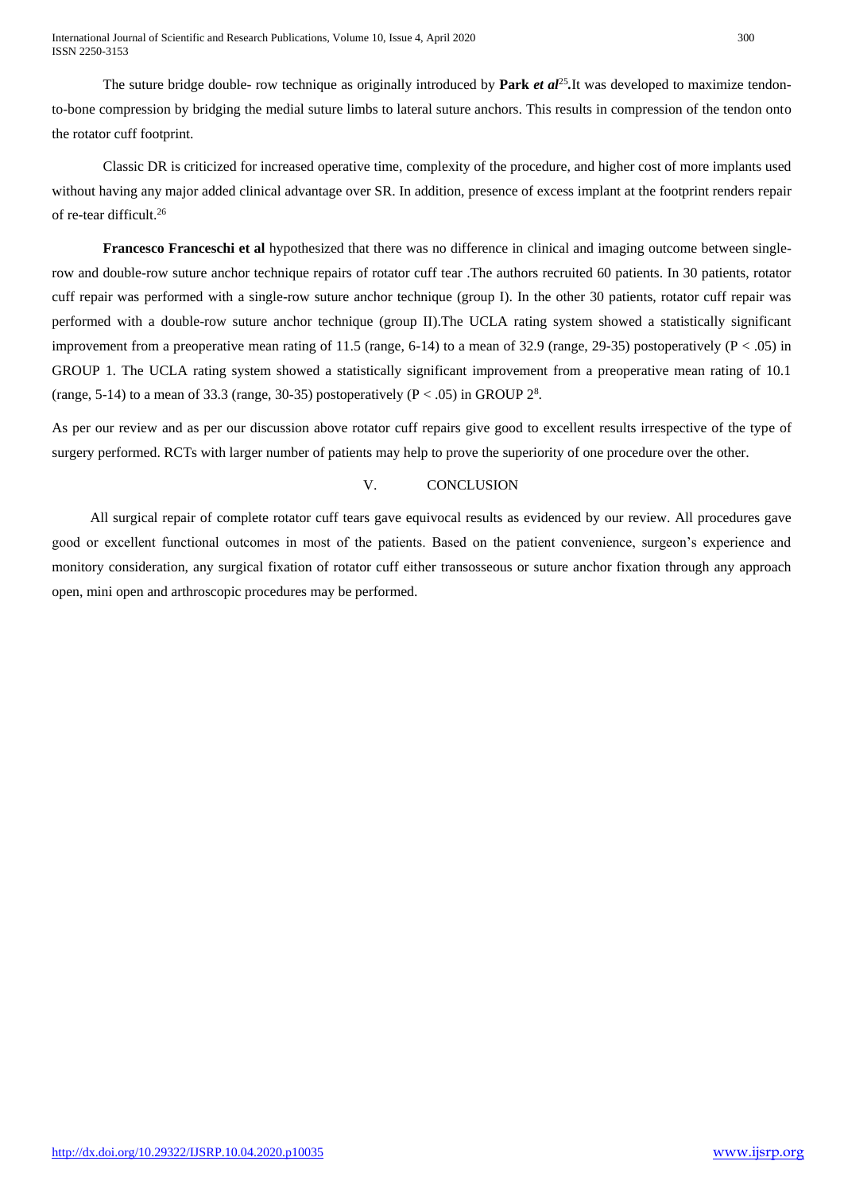The suture bridge double- row technique as originally introduced by **Park *et al***[25]**.**It was developed to maximize tendon-to-bone compression by bridging the medial suture limbs to lateral suture anchors. This results in compression of the tendon onto the rotator cuff footprint.

Classic DR is criticized for increased operative time, complexity of the procedure, and higher cost of more implants used without having any major added clinical advantage over SR. In addition, presence of excess implant at the footprint renders repair of re-tear difficult.[26]

**Francesco Franceschi et al** hypothesized that there was no difference in clinical and imaging outcome between single-row and double-row suture anchor technique repairs of rotator cuff tear .The authors recruited 60 patients. In 30 patients, rotator cuff repair was performed with a single-row suture anchor technique (group I). In the other 30 patients, rotator cuff repair was performed with a double-row suture anchor technique (group II).The UCLA rating system showed a statistically significant improvement from a preoperative mean rating of 11.5 (range, 6-14) to a mean of 32.9 (range, 29-35) postoperatively ($P < .05$) in GROUP 1. The UCLA rating system showed a statistically significant improvement from a preoperative mean rating of 10.1 (range, 5-14) to a mean of 33.3 (range, 30-35) postoperatively ($P < .05$) in GROUP 2[8].

As per our review and as per our discussion above rotator cuff repairs give good to excellent results irrespective of the type of surgery performed. RCTs with larger number of patients may help to prove the superiority of one procedure over the other.

## V. CONCLUSION

All surgical repair of complete rotator cuff tears gave equivocal results as evidenced by our review. All procedures gave good or excellent functional outcomes in most of the patients. Based on the patient convenience, surgeon's experience and monitory consideration, any surgical fixation of rotator cuff either transosseous or suture anchor fixation through any approach open, mini open and arthroscopic procedures may be performed.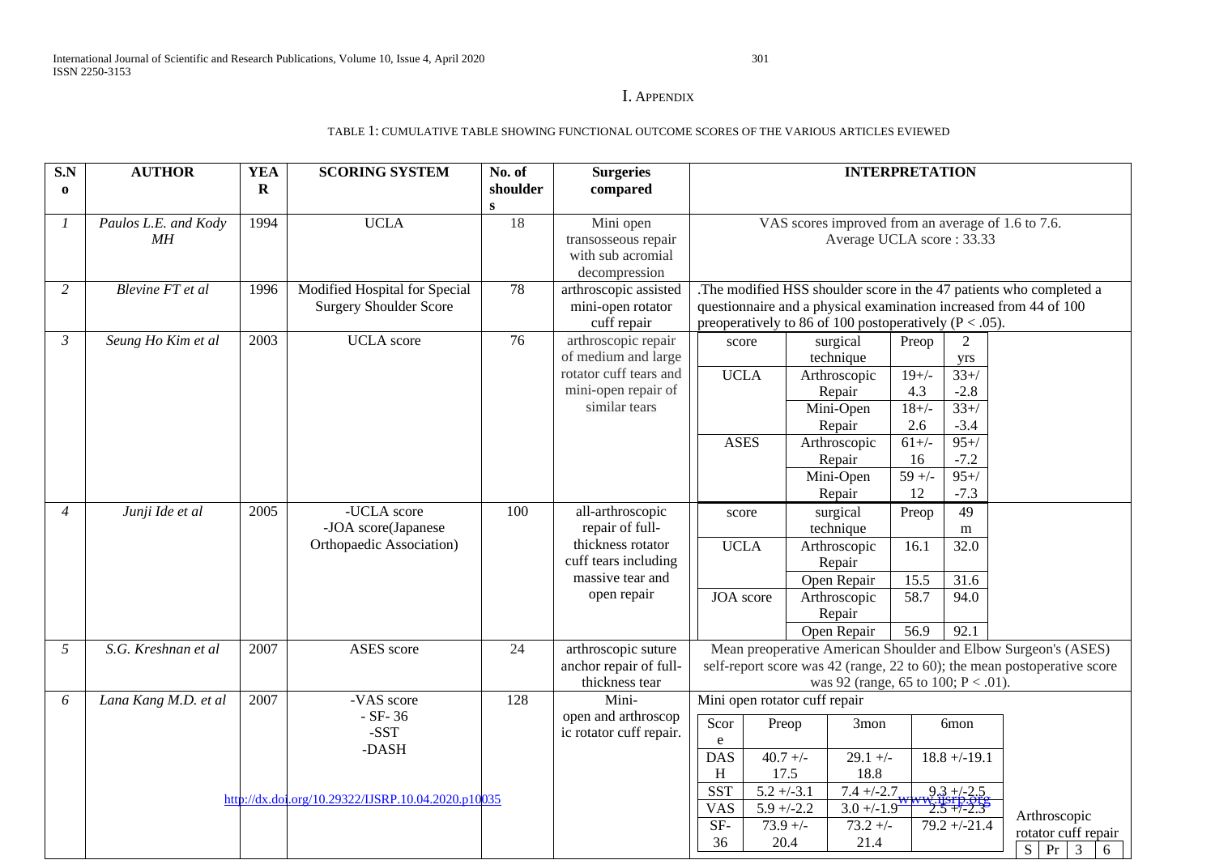# I. Appendix

TABLE 1: CUMULATIVE TABLE SHOWING FUNCTIONAL OUTCOME SCORES OF THE VARIOUS ARTICLES EVIEWED

| S.No | AUTHOR | YEAR | SCORING SYSTEM | No. of shoulders | Surgeries compared | INTERPRETATION |
|---|---|---|---|---|---|---|
| *1* | *Paulos L.E. and Kody MH* | 1994 | UCLA | 18 | Mini open transosseous repair with sub acromial decompression | VAS scores improved from an average of 1.6 to 7.6. Average UCLA score : 33.33 |
| *2* | *Blevine FT et al* | 1996 | Modified Hospital for Special Surgery Shoulder Score | 78 | arthroscopic assisted mini-open rotator cuff repair | .The modified HSS shoulder score in the 47 patients who completed a questionnaire and a physical examination increased from 44 of 100 preoperatively to 86 of 100 postoperatively (P < .05). |
| *3* | *Seung Ho Kim et al* | 2003 | UCLA score | 76 | arthroscopic repair of medium and large rotator cuff tears and mini-open repair of similar tears | score / surgical technique / Preop / 2 yrs: UCLA – Arthroscopic Repair 19+/-4.3, 33+/-2.8; Mini-Open Repair 18+/-2.6, 33+/-3.4. ASES – Arthroscopic Repair 61+/-16, 95+/-7.2; Mini-Open Repair 59 +/-12, 95+/-7.3 |
| *4* | *Junji Ide et al* | 2005 | -UCLA score<br>-JOA score(Japanese Orthopaedic Association) | 100 | all-arthroscopic repair of full-thickness rotator cuff tears including massive tear and open repair | score / surgical technique / Preop / 49 m: UCLA – Arthroscopic Repair 16.1, 32.0; Open Repair 15.5, 31.6. JOA score – Arthroscopic Repair 58.7, 94.0; Open Repair 56.9, 92.1 |
| *5* | *S.G. Kreshnan et al* | 2007 | ASES score | 24 | arthroscopic suture anchor repair of full-thickness tear | Mean preoperative American Shoulder and Elbow Surgeon's (ASES) self-report score was 42 (range, 22 to 60); the mean postoperative score was 92 (range, 65 to 100; P < .01). |
| *6* | *Lana Kang M.D. et al* | 2007 | -VAS score<br>- SF- 36<br>-SST<br>-DASH | 128 | Mini-open and arthroscopic rotator cuff repair. | Mini open rotator cuff repair — Score / Preop / 3mon / 6mon: DASH 40.7 +/-17.5, 29.1 +/-18.8, 18.8 +/-19.1; SST 5.2 +/-3.1, 7.4 +/-2.7, 9.3 +/-2.5; VAS 5.9 +/-2.2, 3.0 +/-1.9, 2.5 +/-2.3; SF-36 73.9 +/-20.4, 73.2 +/-21.4, 79.2 +/-21.4. Arthroscopic rotator cuff repair — S / Pr / 3 / 6 |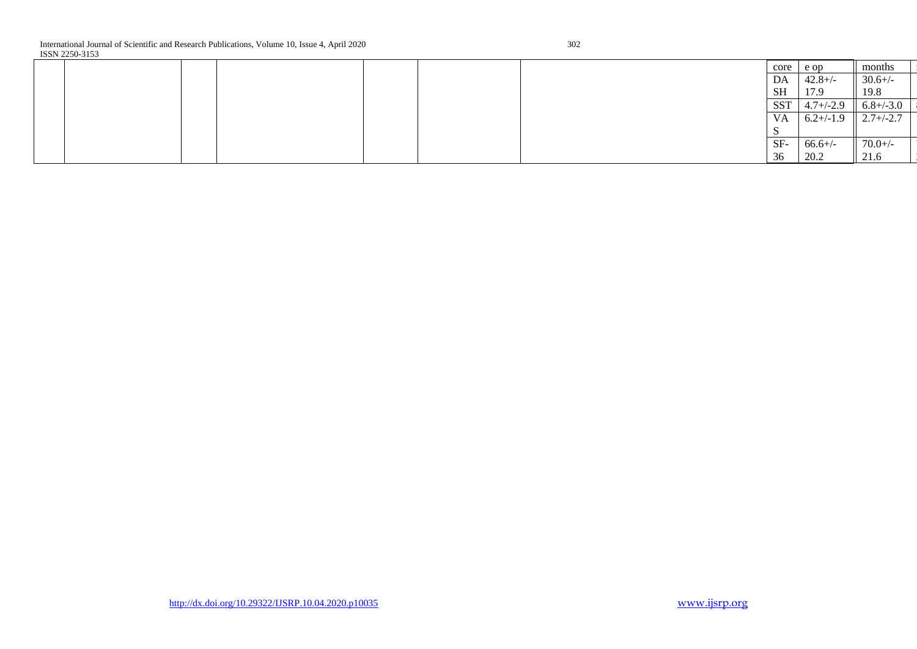| | | | | | | | | | | |
|---|---|---|---|---|---|---|---|---|---|---|
| | | | | | | | core | e op | months | |
| | | | | | | | DASH | 42.8+/-17.9 | 30.6+/-19.8 | |
| | | | | | | | SST | 4.7+/-2.9 | 6.8+/-3.0 | |
| | | | | | | | VAS | 6.2+/-1.9 | 2.7+/-2.7 | |
| | | | | | | | SF-36 | 66.6+/-20.2 | 70.0+/-21.6 | |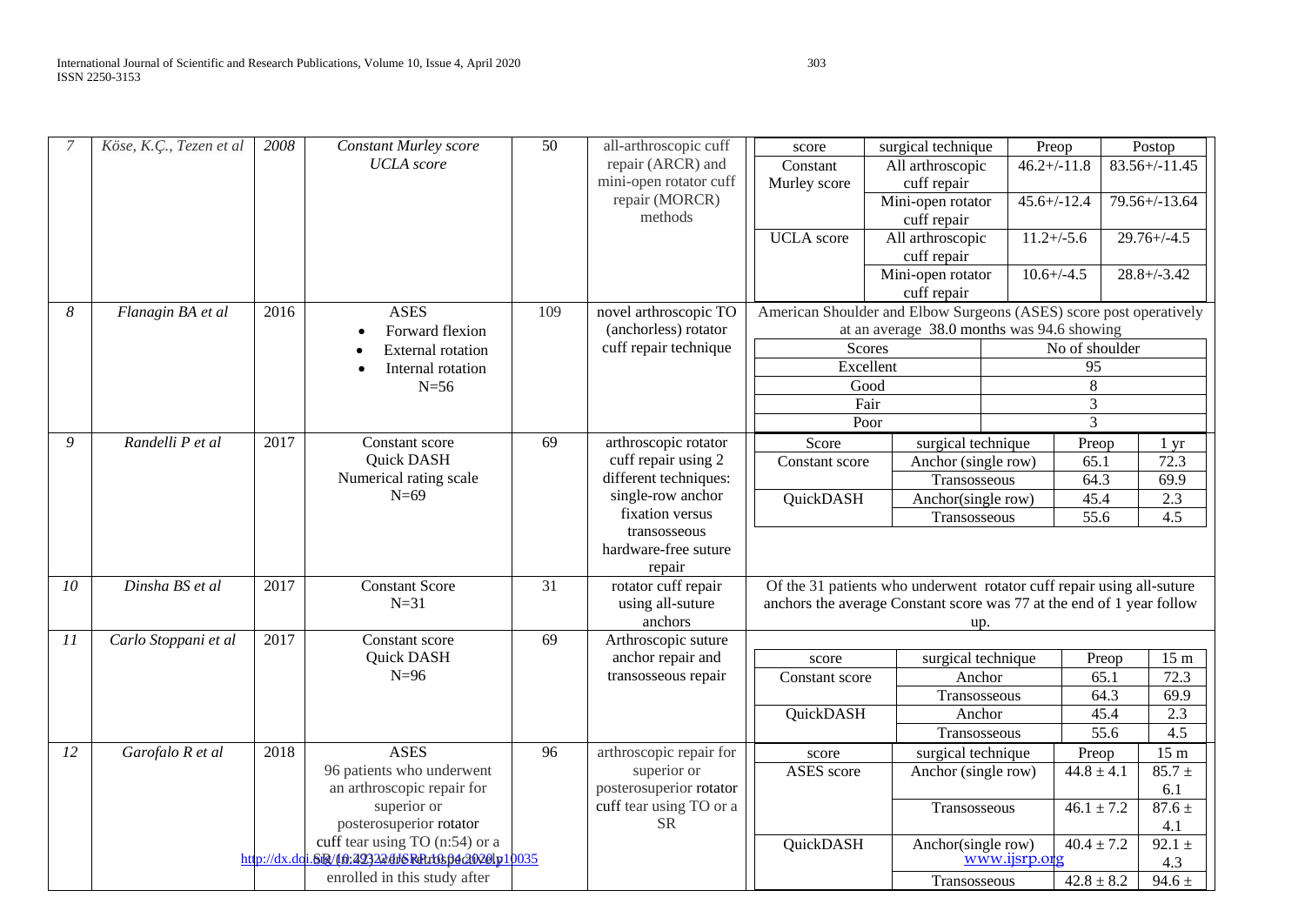| 7 | *Köse, K.Ç., Tezen et al* | *2008* | *Constant Murley score* *UCLA score* | 50 | all-arthroscopic cuff repair (ARCR) and mini-open rotator cuff repair (MORCR) methods | score / surgical technique / Preop / Postop: Constant Murley score – All arthroscopic cuff repair: 46.2+/-11.8, 83.56+/-11.45; Mini-open rotator cuff repair: 45.6+/-12.4, 79.56+/-13.64. UCLA score – All arthroscopic cuff repair: 11.2+/-5.6, 29.76+/-4.5; Mini-open rotator cuff repair: 10.6+/-4.5, 28.8+/-3.42 |
|---|---|---|---|---|---|---|
| *8* | *Flanagin BA et al* | 2016 | ASES • Forward flexion • External rotation • Internal rotation N=56 | 109 | novel arthroscopic TO (anchorless) rotator cuff repair technique | American Shoulder and Elbow Surgeons (ASES) score post operatively at an average 38.0 months was 94.6 showing. Scores / No of shoulder: Excellent 95; Good 8; Fair 3; Poor 3 |
| *9* | *Randelli P et al* | 2017 | Constant score Quick DASH Numerical rating scale N=69 | 69 | arthroscopic rotator cuff repair using 2 different techniques: single-row anchor fixation versus transosseous hardware-free suture repair | Score / surgical technique / Preop / 1 yr: Constant score – Anchor (single row): 65.1, 72.3; Transosseous: 64.3, 69.9. QuickDASH – Anchor(single row): 45.4, 2.3; Transosseous: 55.6, 4.5 |
| *10* | *Dinsha BS et al* | 2017 | Constant Score N=31 | 31 | rotator cuff repair using all-suture anchors | Of the 31 patients who underwent rotator cuff repair using all-suture anchors the average Constant score was 77 at the end of 1 year follow up. |
| *11* | *Carlo Stoppani et al* | 2017 | Constant score Quick DASH N=96 | 69 | Arthroscopic suture anchor repair and transosseous repair | score / surgical technique / Preop / 15 m: Constant score – Anchor: 65.1, 72.3; Transosseous: 64.3, 69.9. QuickDASH – Anchor: 45.4, 2.3; Transosseous: 55.6, 4.5 |
| *12* | *Garofalo R et al* | 2018 | ASES 96 patients who underwent an arthroscopic repair for superior or posterosuperior rotator cuff tear using TO (n:54) or a SR (n:42) were retrospectively enrolled in this study after | 96 | arthroscopic repair for superior or posterosuperior rotator cuff tear using TO or a SR | score / surgical technique / Preop / 15 m: ASES score – Anchor (single row): 44.8 ± 4.1, 85.7 ± 6.1; Transosseous: 46.1 ± 7.2, 87.6 ± 4.1. QuickDASH – Anchor(single row): 40.4 ± 7.2, 92.1 ± 4.3; Transosseous: 42.8 ± 8.2, 94.6 ± |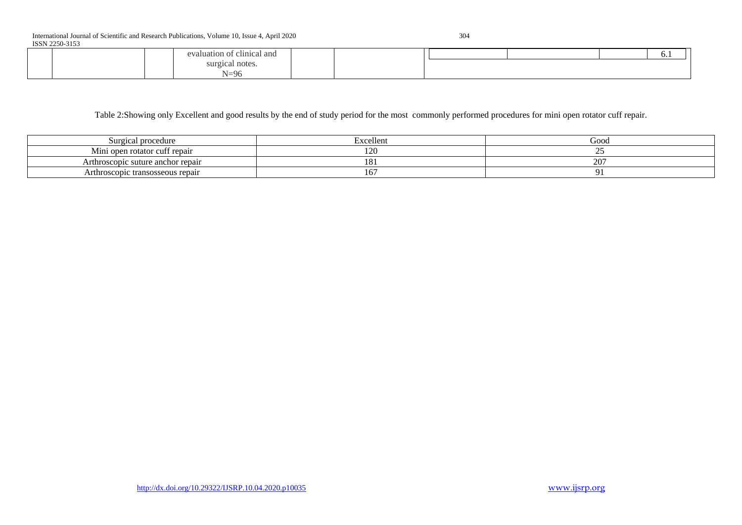| | | | evaluation of clinical and surgical notes. N=96 | | | | | | 6.1 |
|---|---|---|---|---|---|---|---|---|---|

Table 2:Showing only Excellent and good results by the end of study period for the most commonly performed procedures for mini open rotator cuff repair.

| Surgical procedure | Excellent | Good |
|---|---|---|
| Mini open rotator cuff repair | 120 | 25 |
| Arthroscopic suture anchor repair | 181 | 207 |
| Arthroscopic transosseous repair | 167 | 91 |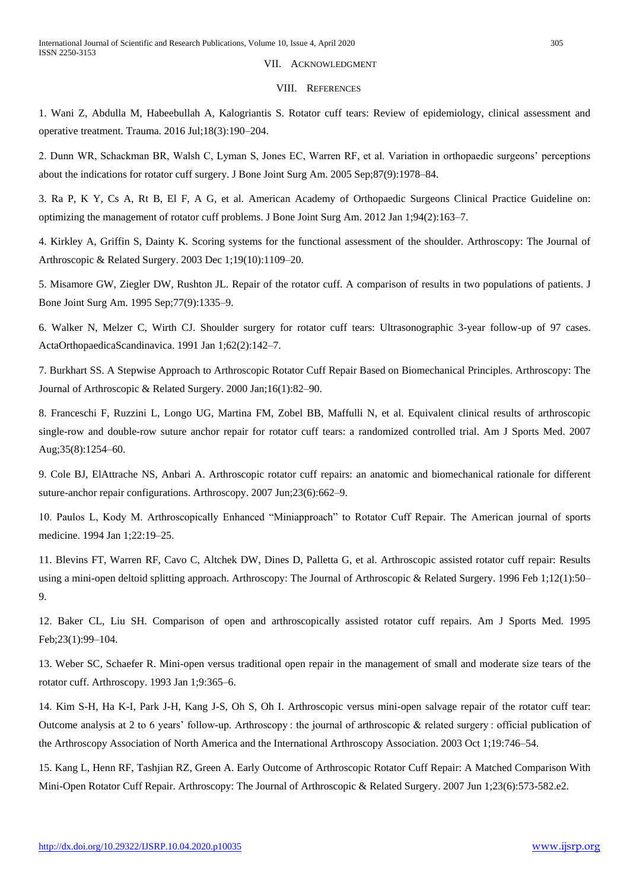## VII. Acknowledgment

## VIII. References

1. Wani Z, Abdulla M, Habeebullah A, Kalogriantis S. Rotator cuff tears: Review of epidemiology, clinical assessment and operative treatment. Trauma. 2016 Jul;18(3):190–204.

2. Dunn WR, Schackman BR, Walsh C, Lyman S, Jones EC, Warren RF, et al. Variation in orthopaedic surgeons' perceptions about the indications for rotator cuff surgery. J Bone Joint Surg Am. 2005 Sep;87(9):1978–84.

3. Ra P, K Y, Cs A, Rt B, El F, A G, et al. American Academy of Orthopaedic Surgeons Clinical Practice Guideline on: optimizing the management of rotator cuff problems. J Bone Joint Surg Am. 2012 Jan 1;94(2):163–7.

4. Kirkley A, Griffin S, Dainty K. Scoring systems for the functional assessment of the shoulder. Arthroscopy: The Journal of Arthroscopic & Related Surgery. 2003 Dec 1;19(10):1109–20.

5. Misamore GW, Ziegler DW, Rushton JL. Repair of the rotator cuff. A comparison of results in two populations of patients. J Bone Joint Surg Am. 1995 Sep;77(9):1335–9.

6. Walker N, Melzer C, Wirth CJ. Shoulder surgery for rotator cuff tears: Ultrasonographic 3-year follow-up of 97 cases. ActaOrthopaedicaScandinavica. 1991 Jan 1;62(2):142–7.

7. Burkhart SS. A Stepwise Approach to Arthroscopic Rotator Cuff Repair Based on Biomechanical Principles. Arthroscopy: The Journal of Arthroscopic & Related Surgery. 2000 Jan;16(1):82–90.

8. Franceschi F, Ruzzini L, Longo UG, Martina FM, Zobel BB, Maffulli N, et al. Equivalent clinical results of arthroscopic single-row and double-row suture anchor repair for rotator cuff tears: a randomized controlled trial. Am J Sports Med. 2007 Aug;35(8):1254–60.

9. Cole BJ, ElAttrache NS, Anbari A. Arthroscopic rotator cuff repairs: an anatomic and biomechanical rationale for different suture-anchor repair configurations. Arthroscopy. 2007 Jun;23(6):662–9.

10. Paulos L, Kody M. Arthroscopically Enhanced "Miniapproach" to Rotator Cuff Repair. The American journal of sports medicine. 1994 Jan 1;22:19–25.

11. Blevins FT, Warren RF, Cavo C, Altchek DW, Dines D, Palletta G, et al. Arthroscopic assisted rotator cuff repair: Results using a mini-open deltoid splitting approach. Arthroscopy: The Journal of Arthroscopic & Related Surgery. 1996 Feb 1;12(1):50–9.

12. Baker CL, Liu SH. Comparison of open and arthroscopically assisted rotator cuff repairs. Am J Sports Med. 1995 Feb;23(1):99–104.

13. Weber SC, Schaefer R. Mini-open versus traditional open repair in the management of small and moderate size tears of the rotator cuff. Arthroscopy. 1993 Jan 1;9:365–6.

14. Kim S-H, Ha K-I, Park J-H, Kang J-S, Oh S, Oh I. Arthroscopic versus mini-open salvage repair of the rotator cuff tear: Outcome analysis at 2 to 6 years' follow-up. Arthroscopy : the journal of arthroscopic & related surgery : official publication of the Arthroscopy Association of North America and the International Arthroscopy Association. 2003 Oct 1;19:746–54.

15. Kang L, Henn RF, Tashjian RZ, Green A. Early Outcome of Arthroscopic Rotator Cuff Repair: A Matched Comparison With Mini-Open Rotator Cuff Repair. Arthroscopy: The Journal of Arthroscopic & Related Surgery. 2007 Jun 1;23(6):573-582.e2.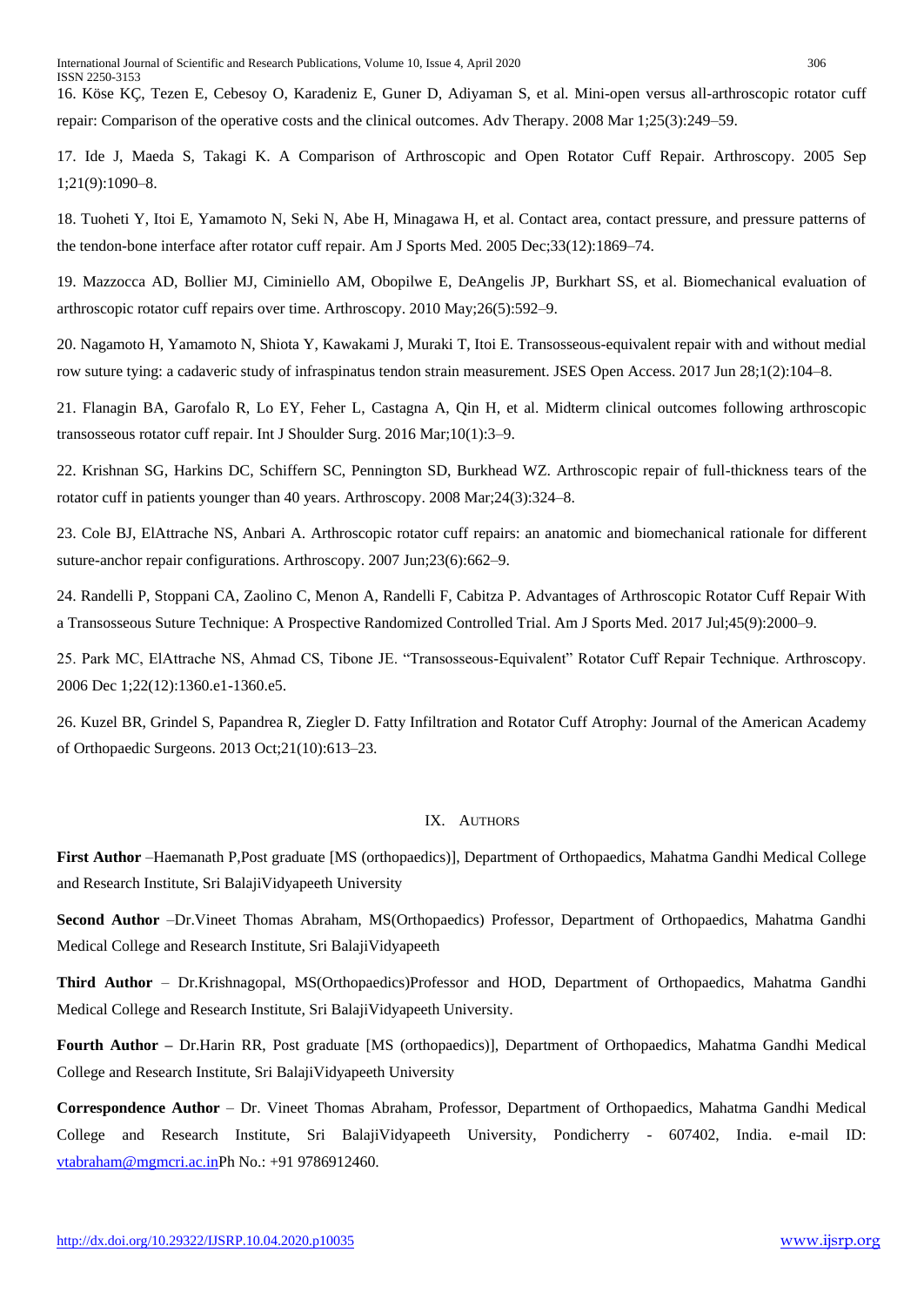16. Köse KÇ, Tezen E, Cebesoy O, Karadeniz E, Guner D, Adiyaman S, et al. Mini-open versus all-arthroscopic rotator cuff repair: Comparison of the operative costs and the clinical outcomes. Adv Therapy. 2008 Mar 1;25(3):249–59.

17. Ide J, Maeda S, Takagi K. A Comparison of Arthroscopic and Open Rotator Cuff Repair. Arthroscopy. 2005 Sep 1;21(9):1090–8.

18. Tuoheti Y, Itoi E, Yamamoto N, Seki N, Abe H, Minagawa H, et al. Contact area, contact pressure, and pressure patterns of the tendon-bone interface after rotator cuff repair. Am J Sports Med. 2005 Dec;33(12):1869–74.

19. Mazzocca AD, Bollier MJ, Ciminiello AM, Obopilwe E, DeAngelis JP, Burkhart SS, et al. Biomechanical evaluation of arthroscopic rotator cuff repairs over time. Arthroscopy. 2010 May;26(5):592–9.

20. Nagamoto H, Yamamoto N, Shiota Y, Kawakami J, Muraki T, Itoi E. Transosseous-equivalent repair with and without medial row suture tying: a cadaveric study of infraspinatus tendon strain measurement. JSES Open Access. 2017 Jun 28;1(2):104–8.

21. Flanagin BA, Garofalo R, Lo EY, Feher L, Castagna A, Qin H, et al. Midterm clinical outcomes following arthroscopic transosseous rotator cuff repair. Int J Shoulder Surg. 2016 Mar;10(1):3–9.

22. Krishnan SG, Harkins DC, Schiffern SC, Pennington SD, Burkhead WZ. Arthroscopic repair of full-thickness tears of the rotator cuff in patients younger than 40 years. Arthroscopy. 2008 Mar;24(3):324–8.

23. Cole BJ, ElAttrache NS, Anbari A. Arthroscopic rotator cuff repairs: an anatomic and biomechanical rationale for different suture-anchor repair configurations. Arthroscopy. 2007 Jun;23(6):662–9.

24. Randelli P, Stoppani CA, Zaolino C, Menon A, Randelli F, Cabitza P. Advantages of Arthroscopic Rotator Cuff Repair With a Transosseous Suture Technique: A Prospective Randomized Controlled Trial. Am J Sports Med. 2017 Jul;45(9):2000–9.

25. Park MC, ElAttrache NS, Ahmad CS, Tibone JE. "Transosseous-Equivalent" Rotator Cuff Repair Technique. Arthroscopy. 2006 Dec 1;22(12):1360.e1-1360.e5.

26. Kuzel BR, Grindel S, Papandrea R, Ziegler D. Fatty Infiltration and Rotator Cuff Atrophy: Journal of the American Academy of Orthopaedic Surgeons. 2013 Oct;21(10):613–23.

## IX. Authors

**First Author** –Haemanath P,Post graduate [MS (orthopaedics)], Department of Orthopaedics, Mahatma Gandhi Medical College and Research Institute, Sri BalajiVidyapeeth University

**Second Author** –Dr.Vineet Thomas Abraham, MS(Orthopaedics) Professor, Department of Orthopaedics, Mahatma Gandhi Medical College and Research Institute, Sri BalajiVidyapeeth

**Third Author** – Dr.Krishnagopal, MS(Orthopaedics)Professor and HOD, Department of Orthopaedics, Mahatma Gandhi Medical College and Research Institute, Sri BalajiVidyapeeth University.

**Fourth Author –** Dr.Harin RR, Post graduate [MS (orthopaedics)], Department of Orthopaedics, Mahatma Gandhi Medical College and Research Institute, Sri BalajiVidyapeeth University

**Correspondence Author** – Dr. Vineet Thomas Abraham, Professor, Department of Orthopaedics, Mahatma Gandhi Medical College and Research Institute, Sri BalajiVidyapeeth University, Pondicherry - 607402, India. e-mail ID: vtabraham@mgmcri.ac.inPh No.: +91 9786912460.